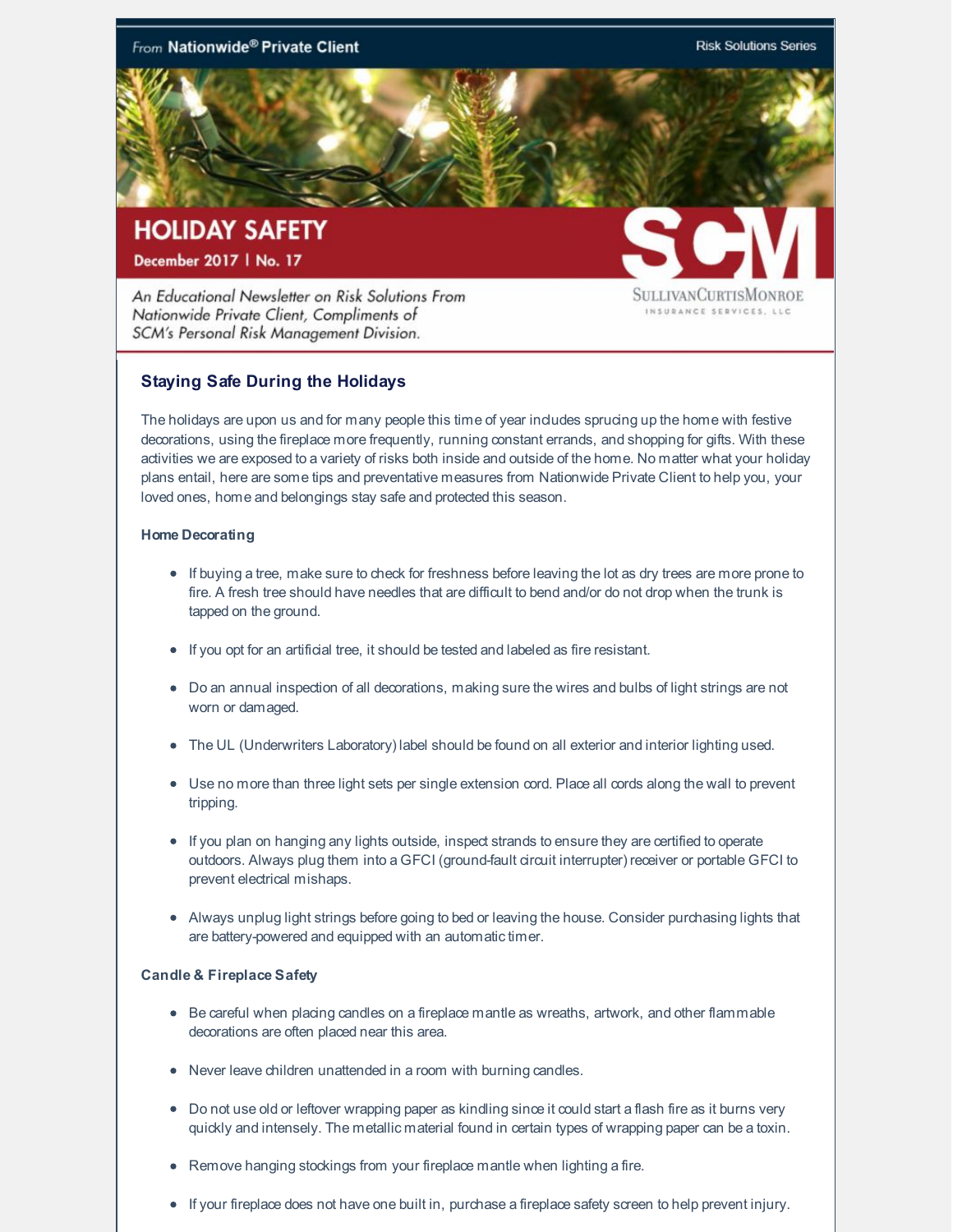From **Nationwide® Private Client**

Risk Solutions Series

# HOLIDAY SAFETY

**December 2017 | No. 17**

*An Educational Newsletter on Risk Solutions From Nationwide Private Client, Compliments of SCM's Personal Risk Management Division.*

SCM
SULLIVANCURTISMONROE INSURANCE SERVICES, LLC

## Staying Safe During the Holidays

The holidays are upon us and for many people this time of year includes sprucing up the home with festive decorations, using the fireplace more frequently, running constant errands, and shopping for gifts. With these activities we are exposed to a variety of risks both inside and outside of the home. No matter what your holiday plans entail, here are some tips and preventative measures from Nationwide Private Client to help you, your loved ones, home and belongings stay safe and protected this season.

### Home Decorating

- If buying a tree, make sure to check for freshness before leaving the lot as dry trees are more prone to fire. A fresh tree should have needles that are difficult to bend and/or do not drop when the trunk is tapped on the ground.
- If you opt for an artificial tree, it should be tested and labeled as fire resistant.
- Do an annual inspection of all decorations, making sure the wires and bulbs of light strings are not worn or damaged.
- The UL (Underwriters Laboratory) label should be found on all exterior and interior lighting used.
- Use no more than three light sets per single extension cord. Place all cords along the wall to prevent tripping.
- If you plan on hanging any lights outside, inspect strands to ensure they are certified to operate outdoors. Always plug them into a GFCI (ground-fault circuit interrupter) receiver or portable GFCI to prevent electrical mishaps.
- Always unplug light strings before going to bed or leaving the house. Consider purchasing lights that are battery-powered and equipped with an automatic timer.

### Candle & Fireplace Safety

- Be careful when placing candles on a fireplace mantle as wreaths, artwork, and other flammable decorations are often placed near this area.
- Never leave children unattended in a room with burning candles.
- Do not use old or leftover wrapping paper as kindling since it could start a flash fire as it burns very quickly and intensely. The metallic material found in certain types of wrapping paper can be a toxin.
- Remove hanging stockings from your fireplace mantle when lighting a fire.
- If your fireplace does not have one built in, purchase a fireplace safety screen to help prevent injury.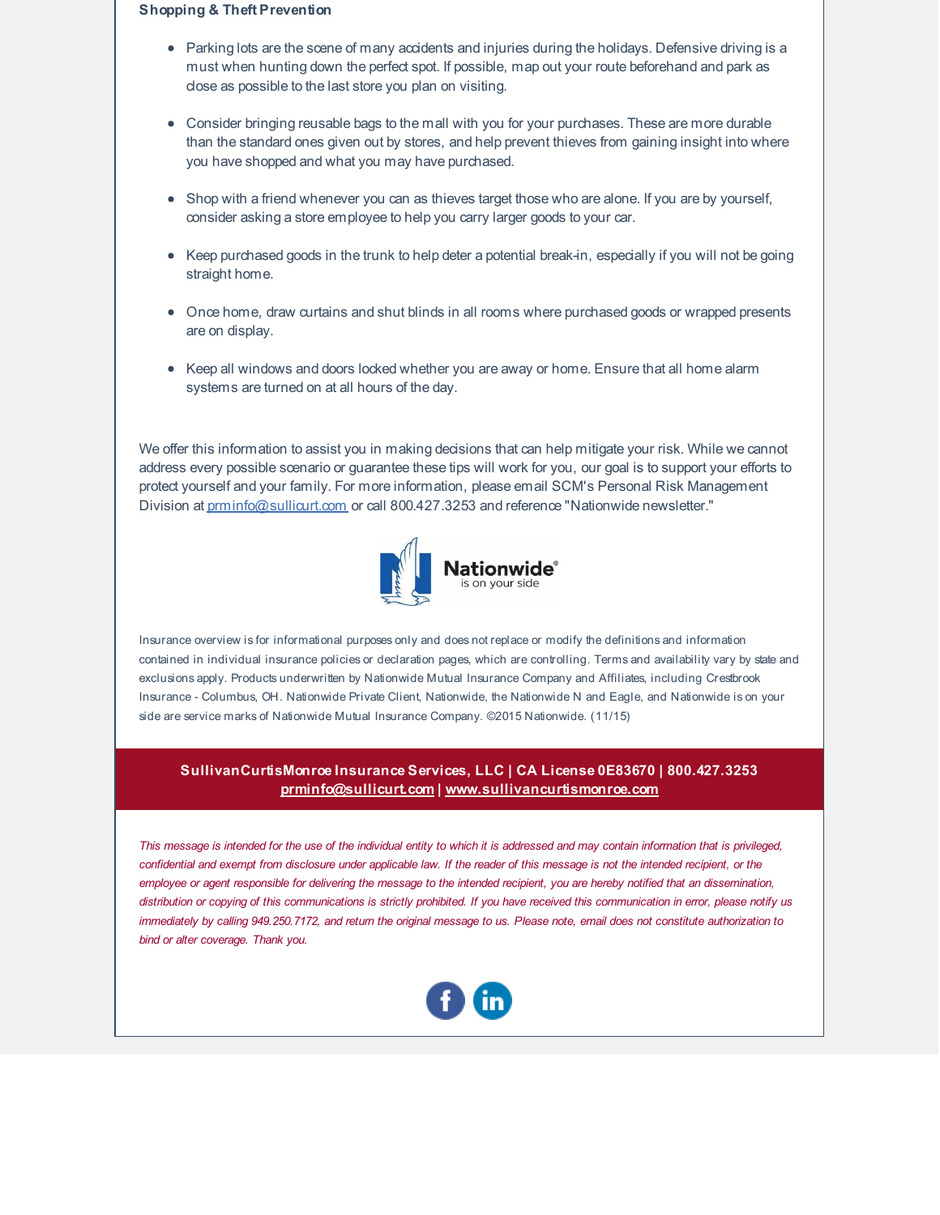**Shopping & Theft Prevention**

- Parking lots are the scene of many accidents and injuries during the holidays. Defensive driving is a must when hunting down the perfect spot. If possible, map out your route beforehand and park as close as possible to the last store you plan on visiting.
- Consider bringing reusable bags to the mall with you for your purchases. These are more durable than the standard ones given out by stores, and help prevent thieves from gaining insight into where you have shopped and what you may have purchased.
- Shop with a friend whenever you can as thieves target those who are alone. If you are by yourself, consider asking a store employee to help you carry larger goods to your car.
- Keep purchased goods in the trunk to help deter a potential break-in, especially if you will not be going straight home.
- Once home, draw curtains and shut blinds in all rooms where purchased goods or wrapped presents are on display.
- Keep all windows and doors locked whether you are away or home. Ensure that all home alarm systems are turned on at all hours of the day.

We offer this information to assist you in making decisions that can help mitigate your risk. While we cannot address every possible scenario or guarantee these tips will work for you, our goal is to support your efforts to protect yourself and your family. For more information, please email SCM's Personal Risk Management Division at prminfo@sullicurt.com or call 800.427.3253 and reference "Nationwide newsletter."

Nationwide® is on your side

Insurance overview is for informational purposes only and does not replace or modify the definitions and information contained in individual insurance policies or declaration pages, which are controlling. Terms and availability vary by state and exclusions apply. Products underwritten by Nationwide Mutual Insurance Company and Affiliates, including Crestbrook Insurance - Columbus, OH. Nationwide Private Client, Nationwide, the Nationwide N and Eagle, and Nationwide is on your side are service marks of Nationwide Mutual Insurance Company. ©2015 Nationwide. (11/15)

**SullivanCurtisMonroe Insurance Services, LLC | CA License 0E83670 | 800.427.3253**
**prminfo@sullicurt.com | www.sullivancurtismonroe.com**

*This message is intended for the use of the individual entity to which it is addressed and may contain information that is privileged, confidential and exempt from disclosure under applicable law. If the reader of this message is not the intended recipient, or the employee or agent responsible for delivering the message to the intended recipient, you are hereby notified that an dissemination, distribution or copying of this communications is strictly prohibited. If you have received this communication in error, please notify us immediately by calling 949.250.7172, and return the original message to us. Please note, email does not constitute authorization to bind or alter coverage. Thank you.*